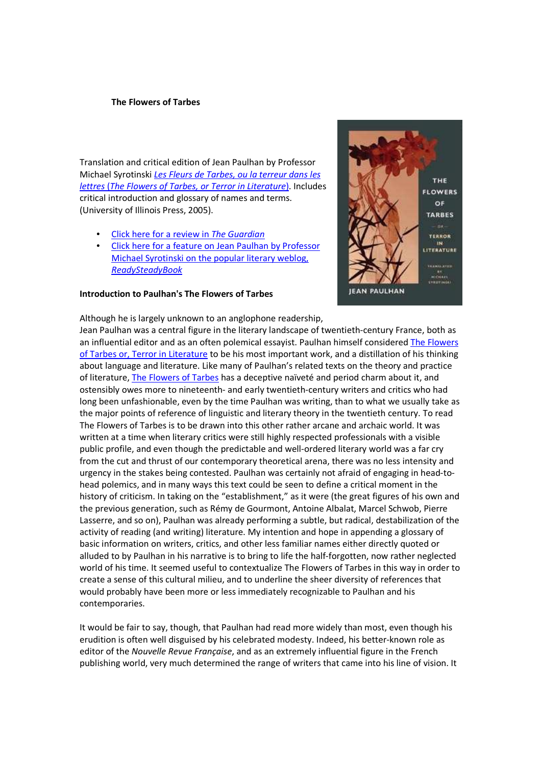**The Flowers of Tarbes**

Translation and critical edition of Jean Paulhan by Professor Michael Syrotinski *Les Fleurs de Tarbes, ou la terreur dans les lettres* (*The Flowers of Tarbes, or Terror in Literature*). Includes critical introduction and glossary of names and terms. (University of Illinois Press, 2005).

- Click here for a review in *The Guardian*
- Click here for a feature on Jean Paulhan by Professor Michael Syrotinski on the popular literary weblog, *ReadySteadyBook*

**Introduction to Paulhan's The Flowers of Tarbes**

Although he is largely unknown to an anglophone readership, Jean Paulhan was a central figure in the literary landscape of twentieth-century France, both as an influential editor and as an often polemical essayist. Paulhan himself considered The Flowers of Tarbes or, Terror in Literature to be his most important work, and a distillation of his thinking about language and literature. Like many of Paulhan's related texts on the theory and practice of literature, The Flowers of Tarbes has a deceptive naïveté and period charm about it, and ostensibly owes more to nineteenth- and early twentieth-century writers and critics who had long been unfashionable, even by the time Paulhan was writing, than to what we usually take as the major points of reference of linguistic and literary theory in the twentieth century. To read The Flowers of Tarbes is to be drawn into this other rather arcane and archaic world. It was written at a time when literary critics were still highly respected professionals with a visible public profile, and even though the predictable and well-ordered literary world was a far cry from the cut and thrust of our contemporary theoretical arena, there was no less intensity and urgency in the stakes being contested. Paulhan was certainly not afraid of engaging in head-to-head polemics, and in many ways this text could be seen to define a critical moment in the history of criticism. In taking on the "establishment," as it were (the great figures of his own and the previous generation, such as Rémy de Gourmont, Antoine Albalat, Marcel Schwob, Pierre Lasserre, and so on), Paulhan was already performing a subtle, but radical, destabilization of the activity of reading (and writing) literature. My intention and hope in appending a glossary of basic information on writers, critics, and other less familiar names either directly quoted or alluded to by Paulhan in his narrative is to bring to life the half-forgotten, now rather neglected world of his time. It seemed useful to contextualize The Flowers of Tarbes in this way in order to create a sense of this cultural milieu, and to underline the sheer diversity of references that would probably have been more or less immediately recognizable to Paulhan and his contemporaries.

It would be fair to say, though, that Paulhan had read more widely than most, even though his erudition is often well disguised by his celebrated modesty. Indeed, his better-known role as editor of the *Nouvelle Revue Française*, and as an extremely influential figure in the French publishing world, very much determined the range of writers that came into his line of vision. It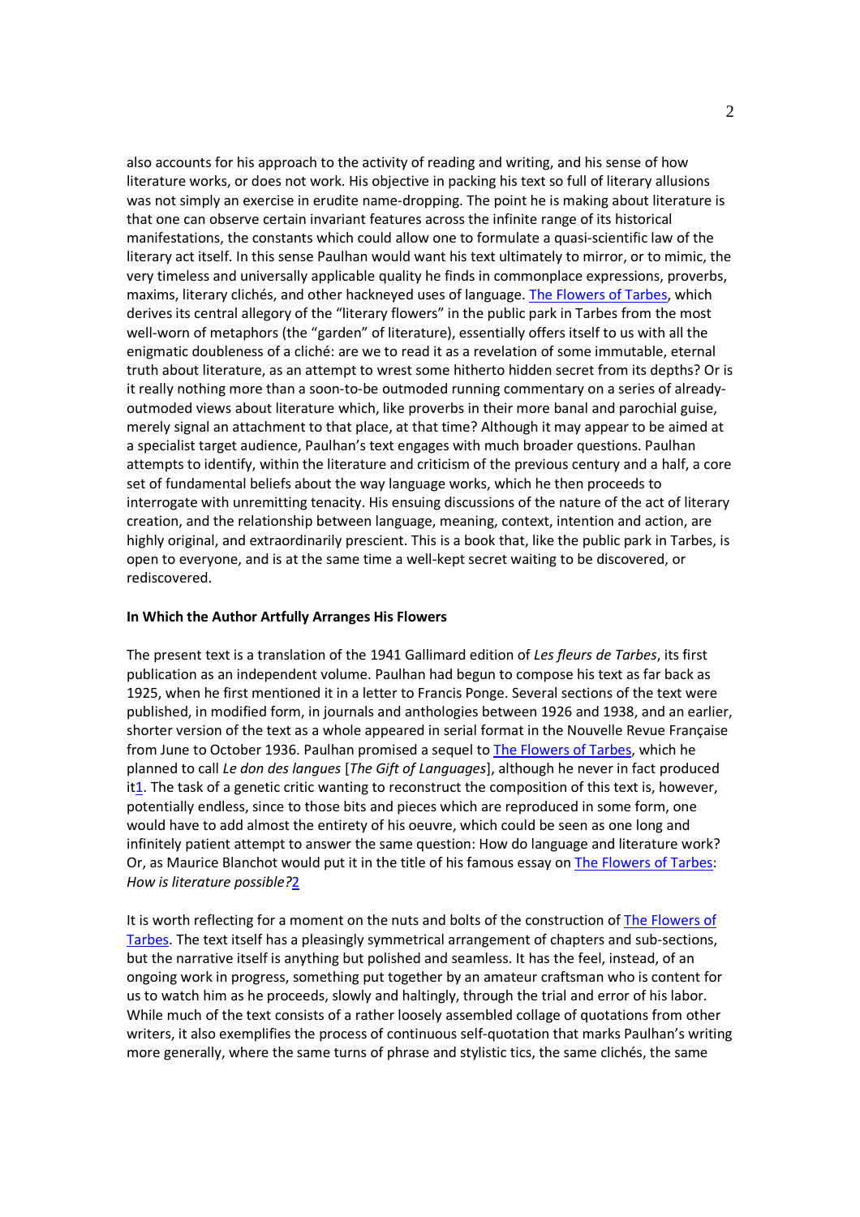also accounts for his approach to the activity of reading and writing, and his sense of how literature works, or does not work. His objective in packing his text so full of literary allusions was not simply an exercise in erudite name-dropping. The point he is making about literature is that one can observe certain invariant features across the infinite range of its historical manifestations, the constants which could allow one to formulate a quasi-scientific law of the literary act itself. In this sense Paulhan would want his text ultimately to mirror, or to mimic, the very timeless and universally applicable quality he finds in commonplace expressions, proverbs, maxims, literary clichés, and other hackneyed uses of language. The Flowers of Tarbes, which derives its central allegory of the "literary flowers" in the public park in Tarbes from the most well-worn of metaphors (the "garden" of literature), essentially offers itself to us with all the enigmatic doubleness of a cliché: are we to read it as a revelation of some immutable, eternal truth about literature, as an attempt to wrest some hitherto hidden secret from its depths? Or is it really nothing more than a soon-to-be outmoded running commentary on a series of already-outmoded views about literature which, like proverbs in their more banal and parochial guise, merely signal an attachment to that place, at that time? Although it may appear to be aimed at a specialist target audience, Paulhan's text engages with much broader questions. Paulhan attempts to identify, within the literature and criticism of the previous century and a half, a core set of fundamental beliefs about the way language works, which he then proceeds to interrogate with unremitting tenacity. His ensuing discussions of the nature of the act of literary creation, and the relationship between language, meaning, context, intention and action, are highly original, and extraordinarily prescient. This is a book that, like the public park in Tarbes, is open to everyone, and is at the same time a well-kept secret waiting to be discovered, or rediscovered.

**In Which the Author Artfully Arranges His Flowers**

The present text is a translation of the 1941 Gallimard edition of *Les fleurs de Tarbes*, its first publication as an independent volume. Paulhan had begun to compose his text as far back as 1925, when he first mentioned it in a letter to Francis Ponge. Several sections of the text were published, in modified form, in journals and anthologies between 1926 and 1938, and an earlier, shorter version of the text as a whole appeared in serial format in the Nouvelle Revue Française from June to October 1936. Paulhan promised a sequel to The Flowers of Tarbes, which he planned to call *Le don des langues* [*The Gift of Languages*], although he never in fact produced it[1]. The task of a genetic critic wanting to reconstruct the composition of this text is, however, potentially endless, since to those bits and pieces which are reproduced in some form, one would have to add almost the entirety of his oeuvre, which could be seen as one long and infinitely patient attempt to answer the same question: How do language and literature work? Or, as Maurice Blanchot would put it in the title of his famous essay on The Flowers of Tarbes: *How is literature possible?*[2]

It is worth reflecting for a moment on the nuts and bolts of the construction of The Flowers of Tarbes. The text itself has a pleasingly symmetrical arrangement of chapters and sub-sections, but the narrative itself is anything but polished and seamless. It has the feel, instead, of an ongoing work in progress, something put together by an amateur craftsman who is content for us to watch him as he proceeds, slowly and haltingly, through the trial and error of his labor. While much of the text consists of a rather loosely assembled collage of quotations from other writers, it also exemplifies the process of continuous self-quotation that marks Paulhan's writing more generally, where the same turns of phrase and stylistic tics, the same clichés, the same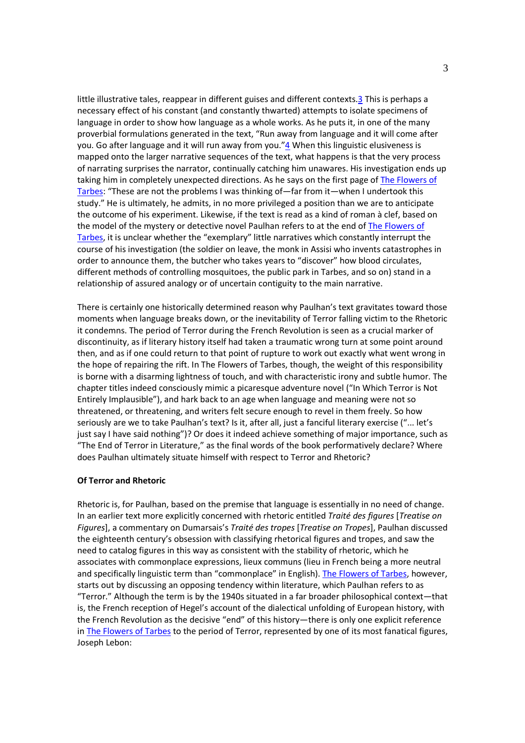little illustrative tales, reappear in different guises and different contexts.[3] This is perhaps a necessary effect of his constant (and constantly thwarted) attempts to isolate specimens of language in order to show how language as a whole works. As he puts it, in one of the many proverbial formulations generated in the text, "Run away from language and it will come after you. Go after language and it will run away from you."[4] When this linguistic elusiveness is mapped onto the larger narrative sequences of the text, what happens is that the very process of narrating surprises the narrator, continually catching him unawares. His investigation ends up taking him in completely unexpected directions. As he says on the first page of The Flowers of Tarbes: "These are not the problems I was thinking of—far from it—when I undertook this study." He is ultimately, he admits, in no more privileged a position than we are to anticipate the outcome of his experiment. Likewise, if the text is read as a kind of roman à clef, based on the model of the mystery or detective novel Paulhan refers to at the end of The Flowers of Tarbes, it is unclear whether the "exemplary" little narratives which constantly interrupt the course of his investigation (the soldier on leave, the monk in Assisi who invents catastrophes in order to announce them, the butcher who takes years to "discover" how blood circulates, different methods of controlling mosquitoes, the public park in Tarbes, and so on) stand in a relationship of assured analogy or of uncertain contiguity to the main narrative.

There is certainly one historically determined reason why Paulhan's text gravitates toward those moments when language breaks down, or the inevitability of Terror falling victim to the Rhetoric it condemns. The period of Terror during the French Revolution is seen as a crucial marker of discontinuity, as if literary history itself had taken a traumatic wrong turn at some point around then, and as if one could return to that point of rupture to work out exactly what went wrong in the hope of repairing the rift. In The Flowers of Tarbes, though, the weight of this responsibility is borne with a disarming lightness of touch, and with characteristic irony and subtle humor. The chapter titles indeed consciously mimic a picaresque adventure novel ("In Which Terror is Not Entirely Implausible"), and hark back to an age when language and meaning were not so threatened, or threatening, and writers felt secure enough to revel in them freely. So how seriously are we to take Paulhan's text? Is it, after all, just a fanciful literary exercise ("... let's just say I have said nothing")? Or does it indeed achieve something of major importance, such as "The End of Terror in Literature," as the final words of the book performatively declare? Where does Paulhan ultimately situate himself with respect to Terror and Rhetoric?

**Of Terror and Rhetoric**

Rhetoric is, for Paulhan, based on the premise that language is essentially in no need of change. In an earlier text more explicitly concerned with rhetoric entitled *Traité des figures* [*Treatise on Figures*], a commentary on Dumarsais's *Traité des tropes* [*Treatise on Tropes*], Paulhan discussed the eighteenth century's obsession with classifying rhetorical figures and tropes, and saw the need to catalog figures in this way as consistent with the stability of rhetoric, which he associates with commonplace expressions, lieux communs (lieu in French being a more neutral and specifically linguistic term than "commonplace" in English). The Flowers of Tarbes, however, starts out by discussing an opposing tendency within literature, which Paulhan refers to as "Terror." Although the term is by the 1940s situated in a far broader philosophical context—that is, the French reception of Hegel's account of the dialectical unfolding of European history, with the French Revolution as the decisive "end" of this history—there is only one explicit reference in The Flowers of Tarbes to the period of Terror, represented by one of its most fanatical figures, Joseph Lebon: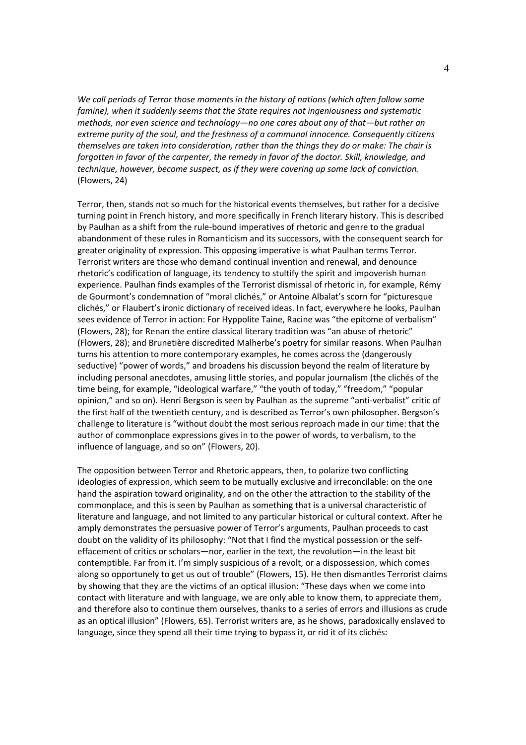*We call periods of Terror those moments in the history of nations (which often follow some famine), when it suddenly seems that the State requires not ingeniousness and systematic methods, nor even science and technology—no one cares about any of that—but rather an extreme purity of the soul, and the freshness of a communal innocence. Consequently citizens themselves are taken into consideration, rather than the things they do or make: The chair is forgotten in favor of the carpenter, the remedy in favor of the doctor. Skill, knowledge, and technique, however, become suspect, as if they were covering up some lack of conviction.* (Flowers, 24)

Terror, then, stands not so much for the historical events themselves, but rather for a decisive turning point in French history, and more specifically in French literary history. This is described by Paulhan as a shift from the rule-bound imperatives of rhetoric and genre to the gradual abandonment of these rules in Romanticism and its successors, with the consequent search for greater originality of expression. This opposing imperative is what Paulhan terms Terror. Terrorist writers are those who demand continual invention and renewal, and denounce rhetoric's codification of language, its tendency to stultify the spirit and impoverish human experience. Paulhan finds examples of the Terrorist dismissal of rhetoric in, for example, Rémy de Gourmont's condemnation of "moral clichés," or Antoine Albalat's scorn for "picturesque clichés," or Flaubert's ironic dictionary of received ideas. In fact, everywhere he looks, Paulhan sees evidence of Terror in action: For Hyppolite Taine, Racine was "the epitome of verbalism" (Flowers, 28); for Renan the entire classical literary tradition was "an abuse of rhetoric" (Flowers, 28); and Brunetière discredited Malherbe's poetry for similar reasons. When Paulhan turns his attention to more contemporary examples, he comes across the (dangerously seductive) "power of words," and broadens his discussion beyond the realm of literature by including personal anecdotes, amusing little stories, and popular journalism (the clichés of the time being, for example, "ideological warfare," "the youth of today," "freedom," "popular opinion," and so on). Henri Bergson is seen by Paulhan as the supreme "anti-verbalist" critic of the first half of the twentieth century, and is described as Terror's own philosopher. Bergson's challenge to literature is "without doubt the most serious reproach made in our time: that the author of commonplace expressions gives in to the power of words, to verbalism, to the influence of language, and so on" (Flowers, 20).

The opposition between Terror and Rhetoric appears, then, to polarize two conflicting ideologies of expression, which seem to be mutually exclusive and irreconcilable: on the one hand the aspiration toward originality, and on the other the attraction to the stability of the commonplace, and this is seen by Paulhan as something that is a universal characteristic of literature and language, and not limited to any particular historical or cultural context. After he amply demonstrates the persuasive power of Terror's arguments, Paulhan proceeds to cast doubt on the validity of its philosophy: "Not that I find the mystical possession or the self-effacement of critics or scholars—nor, earlier in the text, the revolution—in the least bit contemptible. Far from it. I'm simply suspicious of a revolt, or a dispossession, which comes along so opportunely to get us out of trouble" (Flowers, 15). He then dismantles Terrorist claims by showing that they are the victims of an optical illusion: "These days when we come into contact with literature and with language, we are only able to know them, to appreciate them, and therefore also to continue them ourselves, thanks to a series of errors and illusions as crude as an optical illusion" (Flowers, 65). Terrorist writers are, as he shows, paradoxically enslaved to language, since they spend all their time trying to bypass it, or rid it of its clichés: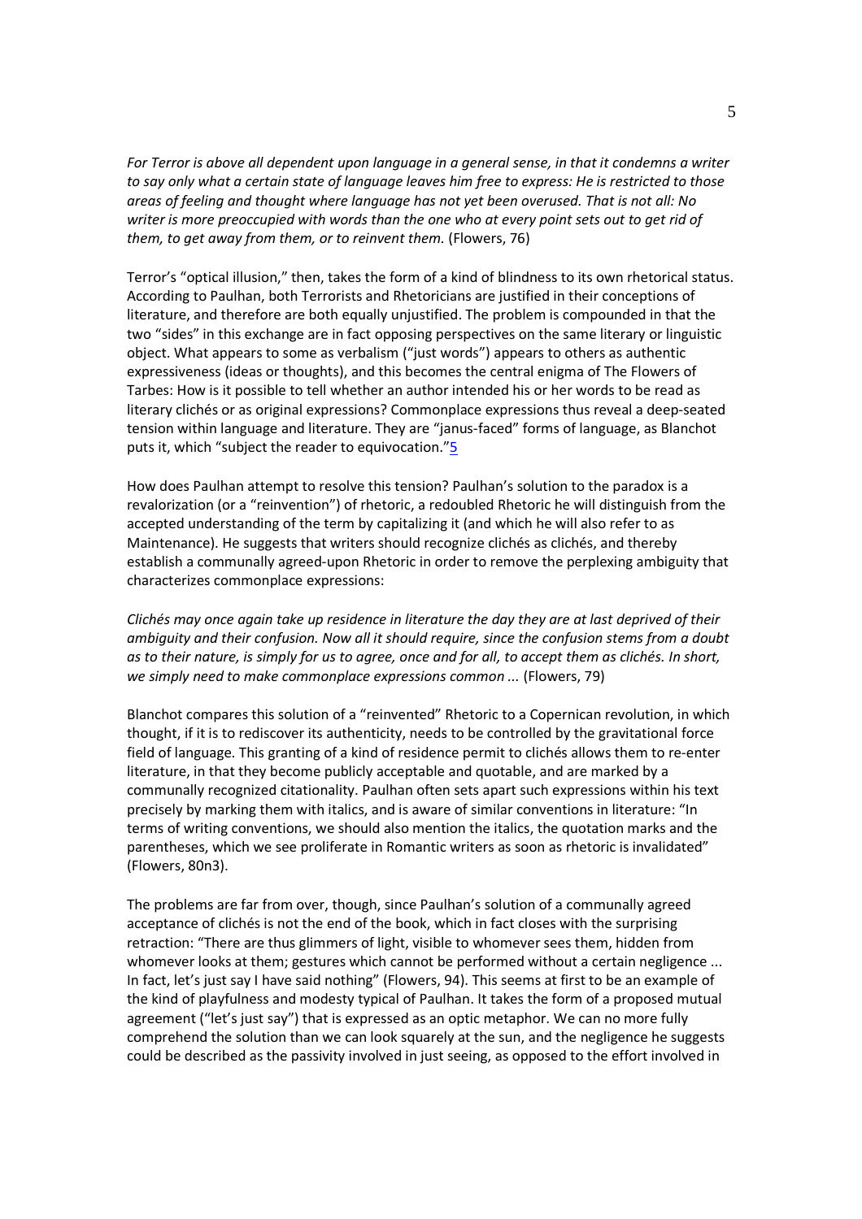*For Terror is above all dependent upon language in a general sense, in that it condemns a writer to say only what a certain state of language leaves him free to express: He is restricted to those areas of feeling and thought where language has not yet been overused. That is not all: No writer is more preoccupied with words than the one who at every point sets out to get rid of them, to get away from them, or to reinvent them.* (Flowers, 76)

Terror's "optical illusion," then, takes the form of a kind of blindness to its own rhetorical status. According to Paulhan, both Terrorists and Rhetoricians are justified in their conceptions of literature, and therefore are both equally unjustified. The problem is compounded in that the two "sides" in this exchange are in fact opposing perspectives on the same literary or linguistic object. What appears to some as verbalism ("just words") appears to others as authentic expressiveness (ideas or thoughts), and this becomes the central enigma of The Flowers of Tarbes: How is it possible to tell whether an author intended his or her words to be read as literary clichés or as original expressions? Commonplace expressions thus reveal a deep-seated tension within language and literature. They are "janus-faced" forms of language, as Blanchot puts it, which "subject the reader to equivocation."[5]

How does Paulhan attempt to resolve this tension? Paulhan's solution to the paradox is a revalorization (or a "reinvention") of rhetoric, a redoubled Rhetoric he will distinguish from the accepted understanding of the term by capitalizing it (and which he will also refer to as Maintenance). He suggests that writers should recognize clichés as clichés, and thereby establish a communally agreed-upon Rhetoric in order to remove the perplexing ambiguity that characterizes commonplace expressions:

*Clichés may once again take up residence in literature the day they are at last deprived of their ambiguity and their confusion. Now all it should require, since the confusion stems from a doubt as to their nature, is simply for us to agree, once and for all, to accept them as clichés. In short, we simply need to make commonplace expressions common ...* (Flowers, 79)

Blanchot compares this solution of a "reinvented" Rhetoric to a Copernican revolution, in which thought, if it is to rediscover its authenticity, needs to be controlled by the gravitational force field of language. This granting of a kind of residence permit to clichés allows them to re-enter literature, in that they become publicly acceptable and quotable, and are marked by a communally recognized citationality. Paulhan often sets apart such expressions within his text precisely by marking them with italics, and is aware of similar conventions in literature: "In terms of writing conventions, we should also mention the italics, the quotation marks and the parentheses, which we see proliferate in Romantic writers as soon as rhetoric is invalidated" (Flowers, 80n3).

The problems are far from over, though, since Paulhan's solution of a communally agreed acceptance of clichés is not the end of the book, which in fact closes with the surprising retraction: "There are thus glimmers of light, visible to whomever sees them, hidden from whomever looks at them; gestures which cannot be performed without a certain negligence ... In fact, let's just say I have said nothing" (Flowers, 94). This seems at first to be an example of the kind of playfulness and modesty typical of Paulhan. It takes the form of a proposed mutual agreement ("let's just say") that is expressed as an optic metaphor. We can no more fully comprehend the solution than we can look squarely at the sun, and the negligence he suggests could be described as the passivity involved in just seeing, as opposed to the effort involved in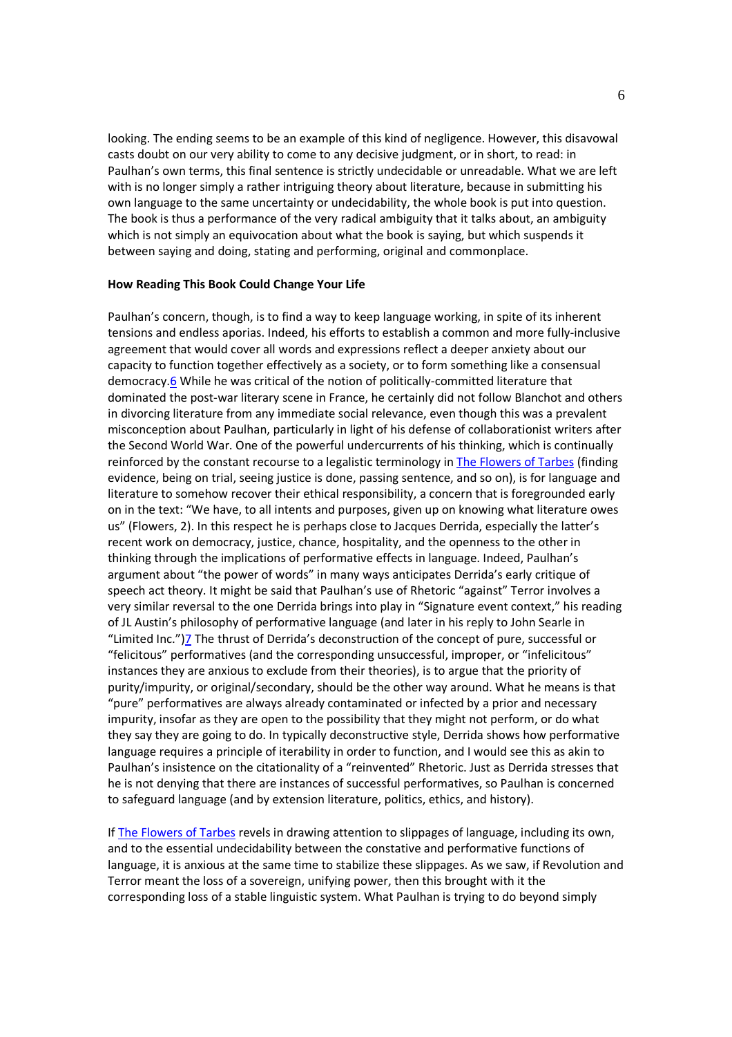looking. The ending seems to be an example of this kind of negligence. However, this disavowal casts doubt on our very ability to come to any decisive judgment, or in short, to read: in Paulhan's own terms, this final sentence is strictly undecidable or unreadable. What we are left with is no longer simply a rather intriguing theory about literature, because in submitting his own language to the same uncertainty or undecidability, the whole book is put into question. The book is thus a performance of the very radical ambiguity that it talks about, an ambiguity which is not simply an equivocation about what the book is saying, but which suspends it between saying and doing, stating and performing, original and commonplace.

**How Reading This Book Could Change Your Life**

Paulhan's concern, though, is to find a way to keep language working, in spite of its inherent tensions and endless aporias. Indeed, his efforts to establish a common and more fully-inclusive agreement that would cover all words and expressions reflect a deeper anxiety about our capacity to function together effectively as a society, or to form something like a consensual democracy.[6] While he was critical of the notion of politically-committed literature that dominated the post-war literary scene in France, he certainly did not follow Blanchot and others in divorcing literature from any immediate social relevance, even though this was a prevalent misconception about Paulhan, particularly in light of his defense of collaborationist writers after the Second World War. One of the powerful undercurrents of his thinking, which is continually reinforced by the constant recourse to a legalistic terminology in The Flowers of Tarbes (finding evidence, being on trial, seeing justice is done, passing sentence, and so on), is for language and literature to somehow recover their ethical responsibility, a concern that is foregrounded early on in the text: "We have, to all intents and purposes, given up on knowing what literature owes us" (Flowers, 2). In this respect he is perhaps close to Jacques Derrida, especially the latter's recent work on democracy, justice, chance, hospitality, and the openness to the other in thinking through the implications of performative effects in language. Indeed, Paulhan's argument about "the power of words" in many ways anticipates Derrida's early critique of speech act theory. It might be said that Paulhan's use of Rhetoric "against" Terror involves a very similar reversal to the one Derrida brings into play in "Signature event context," his reading of JL Austin's philosophy of performative language (and later in his reply to John Searle in "Limited Inc.")[7] The thrust of Derrida's deconstruction of the concept of pure, successful or "felicitous" performatives (and the corresponding unsuccessful, improper, or "infelicitous" instances they are anxious to exclude from their theories), is to argue that the priority of purity/impurity, or original/secondary, should be the other way around. What he means is that "pure" performatives are always already contaminated or infected by a prior and necessary impurity, insofar as they are open to the possibility that they might not perform, or do what they say they are going to do. In typically deconstructive style, Derrida shows how performative language requires a principle of iterability in order to function, and I would see this as akin to Paulhan's insistence on the citationality of a "reinvented" Rhetoric. Just as Derrida stresses that he is not denying that there are instances of successful performatives, so Paulhan is concerned to safeguard language (and by extension literature, politics, ethics, and history).

If The Flowers of Tarbes revels in drawing attention to slippages of language, including its own, and to the essential undecidability between the constative and performative functions of language, it is anxious at the same time to stabilize these slippages. As we saw, if Revolution and Terror meant the loss of a sovereign, unifying power, then this brought with it the corresponding loss of a stable linguistic system. What Paulhan is trying to do beyond simply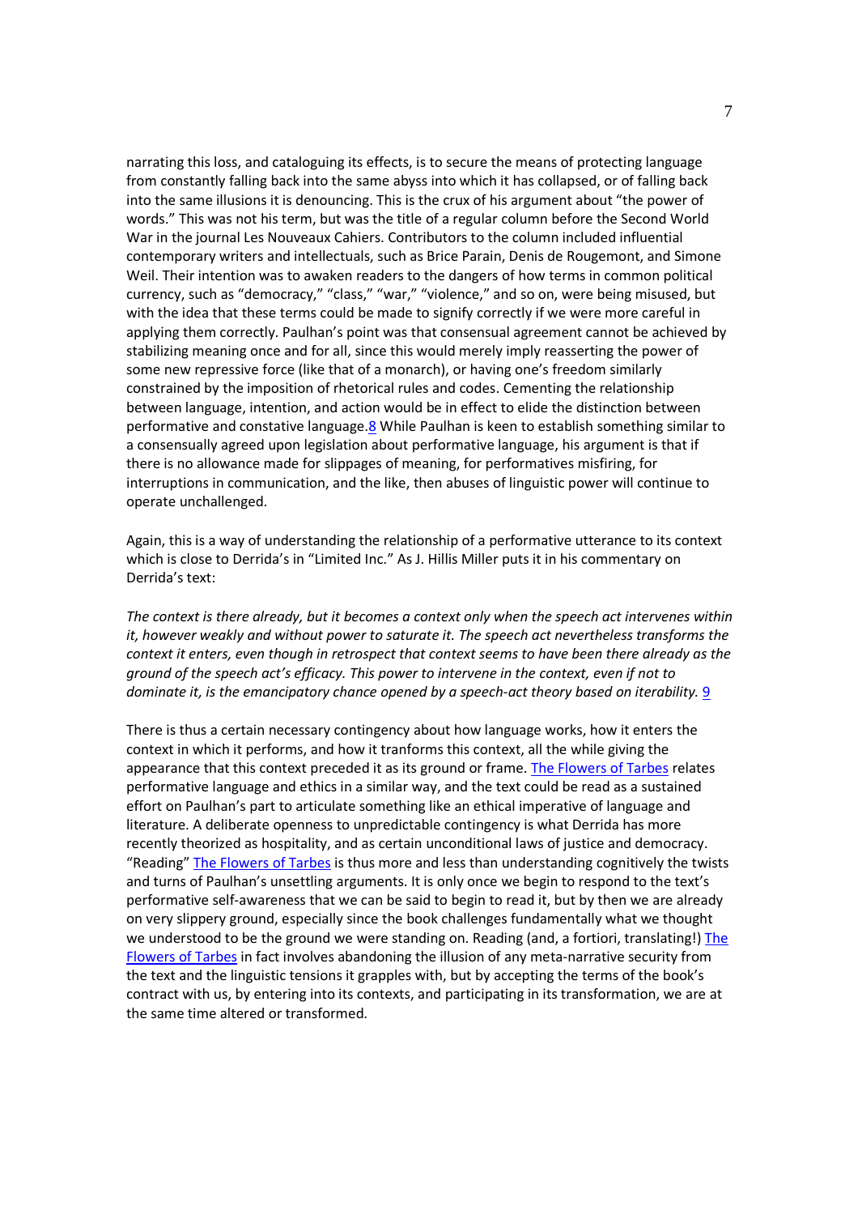narrating this loss, and cataloguing its effects, is to secure the means of protecting language from constantly falling back into the same abyss into which it has collapsed, or of falling back into the same illusions it is denouncing. This is the crux of his argument about "the power of words." This was not his term, but was the title of a regular column before the Second World War in the journal Les Nouveaux Cahiers. Contributors to the column included influential contemporary writers and intellectuals, such as Brice Parain, Denis de Rougemont, and Simone Weil. Their intention was to awaken readers to the dangers of how terms in common political currency, such as "democracy," "class," "war," "violence," and so on, were being misused, but with the idea that these terms could be made to signify correctly if we were more careful in applying them correctly. Paulhan's point was that consensual agreement cannot be achieved by stabilizing meaning once and for all, since this would merely imply reasserting the power of some new repressive force (like that of a monarch), or having one's freedom similarly constrained by the imposition of rhetorical rules and codes. Cementing the relationship between language, intention, and action would be in effect to elide the distinction between performative and constative language.[8] While Paulhan is keen to establish something similar to a consensually agreed upon legislation about performative language, his argument is that if there is no allowance made for slippages of meaning, for performatives misfiring, for interruptions in communication, and the like, then abuses of linguistic power will continue to operate unchallenged.

Again, this is a way of understanding the relationship of a performative utterance to its context which is close to Derrida's in "Limited Inc." As J. Hillis Miller puts it in his commentary on Derrida's text:

*The context is there already, but it becomes a context only when the speech act intervenes within it, however weakly and without power to saturate it. The speech act nevertheless transforms the context it enters, even though in retrospect that context seems to have been there already as the ground of the speech act's efficacy. This power to intervene in the context, even if not to dominate it, is the emancipatory chance opened by a speech-act theory based on iterability.* [9]

There is thus a certain necessary contingency about how language works, how it enters the context in which it performs, and how it tranforms this context, all the while giving the appearance that this context preceded it as its ground or frame. The Flowers of Tarbes relates performative language and ethics in a similar way, and the text could be read as a sustained effort on Paulhan's part to articulate something like an ethical imperative of language and literature. A deliberate openness to unpredictable contingency is what Derrida has more recently theorized as hospitality, and as certain unconditional laws of justice and democracy. "Reading" The Flowers of Tarbes is thus more and less than understanding cognitively the twists and turns of Paulhan's unsettling arguments. It is only once we begin to respond to the text's performative self-awareness that we can be said to begin to read it, but by then we are already on very slippery ground, especially since the book challenges fundamentally what we thought we understood to be the ground we were standing on. Reading (and, a fortiori, translating!) The Flowers of Tarbes in fact involves abandoning the illusion of any meta-narrative security from the text and the linguistic tensions it grapples with, but by accepting the terms of the book's contract with us, by entering into its contexts, and participating in its transformation, we are at the same time altered or transformed.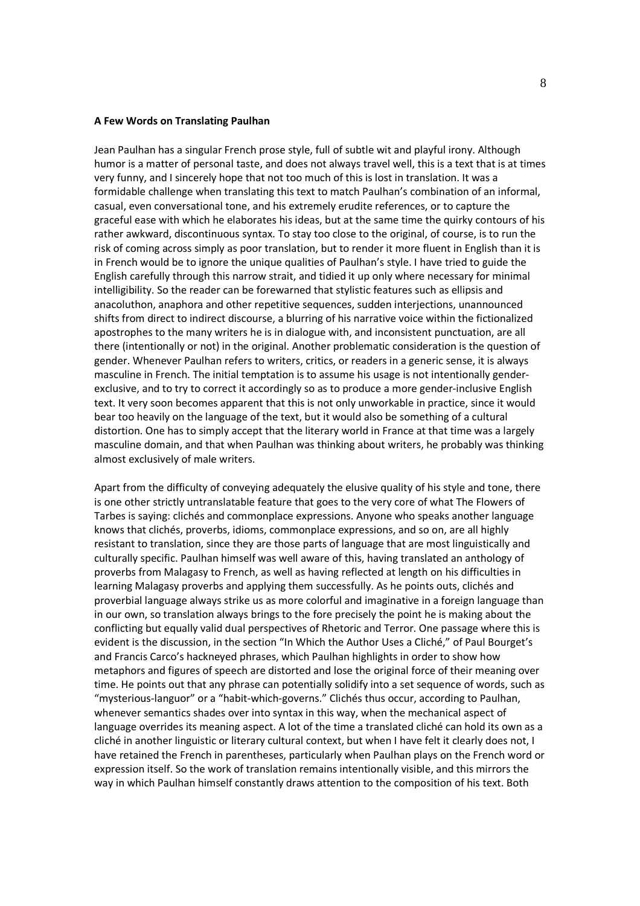**A Few Words on Translating Paulhan**

Jean Paulhan has a singular French prose style, full of subtle wit and playful irony. Although humor is a matter of personal taste, and does not always travel well, this is a text that is at times very funny, and I sincerely hope that not too much of this is lost in translation. It was a formidable challenge when translating this text to match Paulhan's combination of an informal, casual, even conversational tone, and his extremely erudite references, or to capture the graceful ease with which he elaborates his ideas, but at the same time the quirky contours of his rather awkward, discontinuous syntax. To stay too close to the original, of course, is to run the risk of coming across simply as poor translation, but to render it more fluent in English than it is in French would be to ignore the unique qualities of Paulhan's style. I have tried to guide the English carefully through this narrow strait, and tidied it up only where necessary for minimal intelligibility. So the reader can be forewarned that stylistic features such as ellipsis and anacoluthon, anaphora and other repetitive sequences, sudden interjections, unannounced shifts from direct to indirect discourse, a blurring of his narrative voice within the fictionalized apostrophes to the many writers he is in dialogue with, and inconsistent punctuation, are all there (intentionally or not) in the original. Another problematic consideration is the question of gender. Whenever Paulhan refers to writers, critics, or readers in a generic sense, it is always masculine in French. The initial temptation is to assume his usage is not intentionally gender-exclusive, and to try to correct it accordingly so as to produce a more gender-inclusive English text. It very soon becomes apparent that this is not only unworkable in practice, since it would bear too heavily on the language of the text, but it would also be something of a cultural distortion. One has to simply accept that the literary world in France at that time was a largely masculine domain, and that when Paulhan was thinking about writers, he probably was thinking almost exclusively of male writers.

Apart from the difficulty of conveying adequately the elusive quality of his style and tone, there is one other strictly untranslatable feature that goes to the very core of what The Flowers of Tarbes is saying: clichés and commonplace expressions. Anyone who speaks another language knows that clichés, proverbs, idioms, commonplace expressions, and so on, are all highly resistant to translation, since they are those parts of language that are most linguistically and culturally specific. Paulhan himself was well aware of this, having translated an anthology of proverbs from Malagasy to French, as well as having reflected at length on his difficulties in learning Malagasy proverbs and applying them successfully. As he points outs, clichés and proverbial language always strike us as more colorful and imaginative in a foreign language than in our own, so translation always brings to the fore precisely the point he is making about the conflicting but equally valid dual perspectives of Rhetoric and Terror. One passage where this is evident is the discussion, in the section "In Which the Author Uses a Cliché," of Paul Bourget's and Francis Carco's hackneyed phrases, which Paulhan highlights in order to show how metaphors and figures of speech are distorted and lose the original force of their meaning over time. He points out that any phrase can potentially solidify into a set sequence of words, such as "mysterious-languor" or a "habit-which-governs." Clichés thus occur, according to Paulhan, whenever semantics shades over into syntax in this way, when the mechanical aspect of language overrides its meaning aspect. A lot of the time a translated cliché can hold its own as a cliché in another linguistic or literary cultural context, but when I have felt it clearly does not, I have retained the French in parentheses, particularly when Paulhan plays on the French word or expression itself. So the work of translation remains intentionally visible, and this mirrors the way in which Paulhan himself constantly draws attention to the composition of his text. Both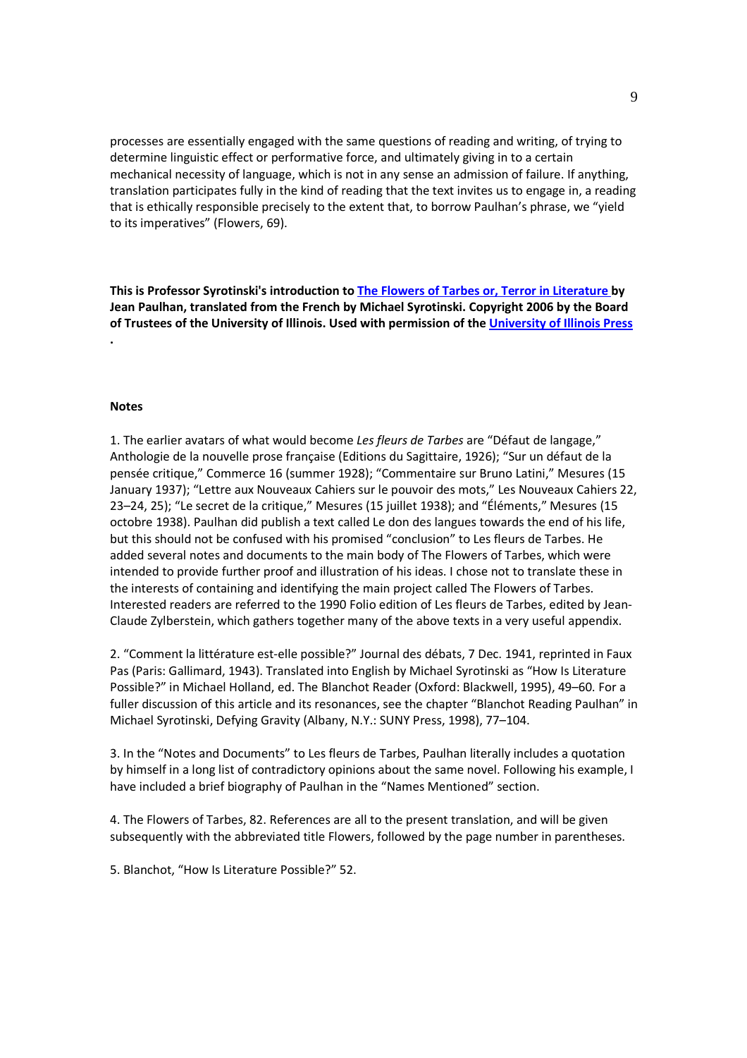processes are essentially engaged with the same questions of reading and writing, of trying to determine linguistic effect or performative force, and ultimately giving in to a certain mechanical necessity of language, which is not in any sense an admission of failure. If anything, translation participates fully in the kind of reading that the text invites us to engage in, a reading that is ethically responsible precisely to the extent that, to borrow Paulhan's phrase, we "yield to its imperatives" (Flowers, 69).

**This is Professor Syrotinski's introduction to [The Flowers of Tarbes or, Terror in Literature]() by Jean Paulhan, translated from the French by Michael Syrotinski. Copyright 2006 by the Board of Trustees of the University of Illinois. Used with permission of the [University of Illinois Press]().**

**Notes**

1. The earlier avatars of what would become *Les fleurs de Tarbes* are "Défaut de langage," Anthologie de la nouvelle prose française (Editions du Sagittaire, 1926); "Sur un défaut de la pensée critique," Commerce 16 (summer 1928); "Commentaire sur Bruno Latini," Mesures (15 January 1937); "Lettre aux Nouveaux Cahiers sur le pouvoir des mots," Les Nouveaux Cahiers 22, 23–24, 25); "Le secret de la critique," Mesures (15 juillet 1938); and "Éléments," Mesures (15 octobre 1938). Paulhan did publish a text called Le don des langues towards the end of his life, but this should not be confused with his promised "conclusion" to Les fleurs de Tarbes. He added several notes and documents to the main body of The Flowers of Tarbes, which were intended to provide further proof and illustration of his ideas. I chose not to translate these in the interests of containing and identifying the main project called The Flowers of Tarbes. Interested readers are referred to the 1990 Folio edition of Les fleurs de Tarbes, edited by Jean-Claude Zylberstein, which gathers together many of the above texts in a very useful appendix.

2. "Comment la littérature est-elle possible?" Journal des débats, 7 Dec. 1941, reprinted in Faux Pas (Paris: Gallimard, 1943). Translated into English by Michael Syrotinski as "How Is Literature Possible?" in Michael Holland, ed. The Blanchot Reader (Oxford: Blackwell, 1995), 49–60. For a fuller discussion of this article and its resonances, see the chapter "Blanchot Reading Paulhan" in Michael Syrotinski, Defying Gravity (Albany, N.Y.: SUNY Press, 1998), 77–104.

3. In the "Notes and Documents" to Les fleurs de Tarbes, Paulhan literally includes a quotation by himself in a long list of contradictory opinions about the same novel. Following his example, I have included a brief biography of Paulhan in the "Names Mentioned" section.

4. The Flowers of Tarbes, 82. References are all to the present translation, and will be given subsequently with the abbreviated title Flowers, followed by the page number in parentheses.

5. Blanchot, "How Is Literature Possible?" 52.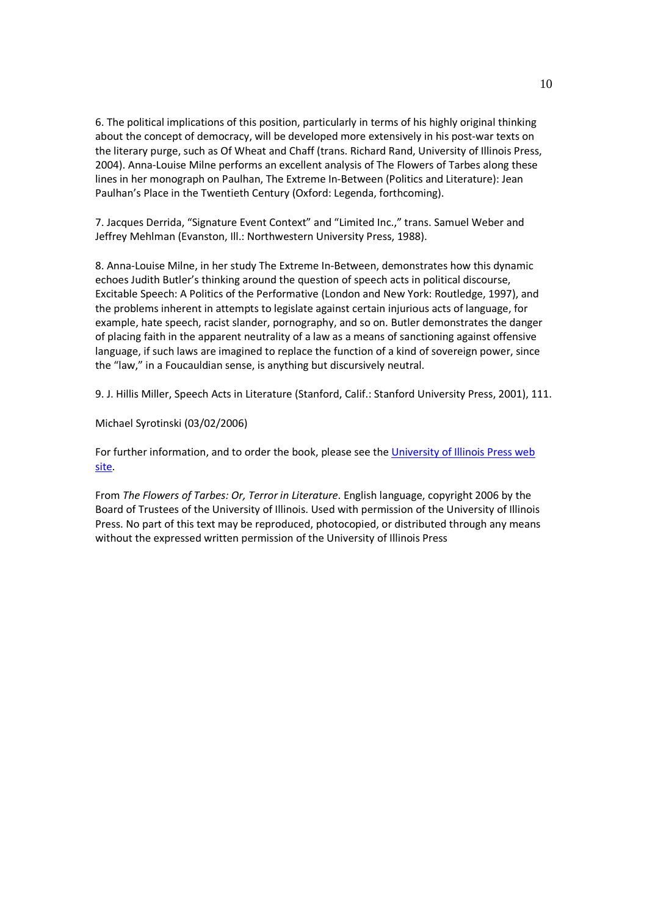6. The political implications of this position, particularly in terms of his highly original thinking about the concept of democracy, will be developed more extensively in his post-war texts on the literary purge, such as Of Wheat and Chaff (trans. Richard Rand, University of Illinois Press, 2004). Anna-Louise Milne performs an excellent analysis of The Flowers of Tarbes along these lines in her monograph on Paulhan, The Extreme In-Between (Politics and Literature): Jean Paulhan's Place in the Twentieth Century (Oxford: Legenda, forthcoming).

7. Jacques Derrida, "Signature Event Context" and "Limited Inc.," trans. Samuel Weber and Jeffrey Mehlman (Evanston, Ill.: Northwestern University Press, 1988).

8. Anna-Louise Milne, in her study The Extreme In-Between, demonstrates how this dynamic echoes Judith Butler's thinking around the question of speech acts in political discourse, Excitable Speech: A Politics of the Performative (London and New York: Routledge, 1997), and the problems inherent in attempts to legislate against certain injurious acts of language, for example, hate speech, racist slander, pornography, and so on. Butler demonstrates the danger of placing faith in the apparent neutrality of a law as a means of sanctioning against offensive language, if such laws are imagined to replace the function of a kind of sovereign power, since the "law," in a Foucauldian sense, is anything but discursively neutral.

9. J. Hillis Miller, Speech Acts in Literature (Stanford, Calif.: Stanford University Press, 2001), 111.

Michael Syrotinski (03/02/2006)

For further information, and to order the book, please see the University of Illinois Press web site.

From *The Flowers of Tarbes: Or, Terror in Literature*. English language, copyright 2006 by the Board of Trustees of the University of Illinois. Used with permission of the University of Illinois Press. No part of this text may be reproduced, photocopied, or distributed through any means without the expressed written permission of the University of Illinois Press